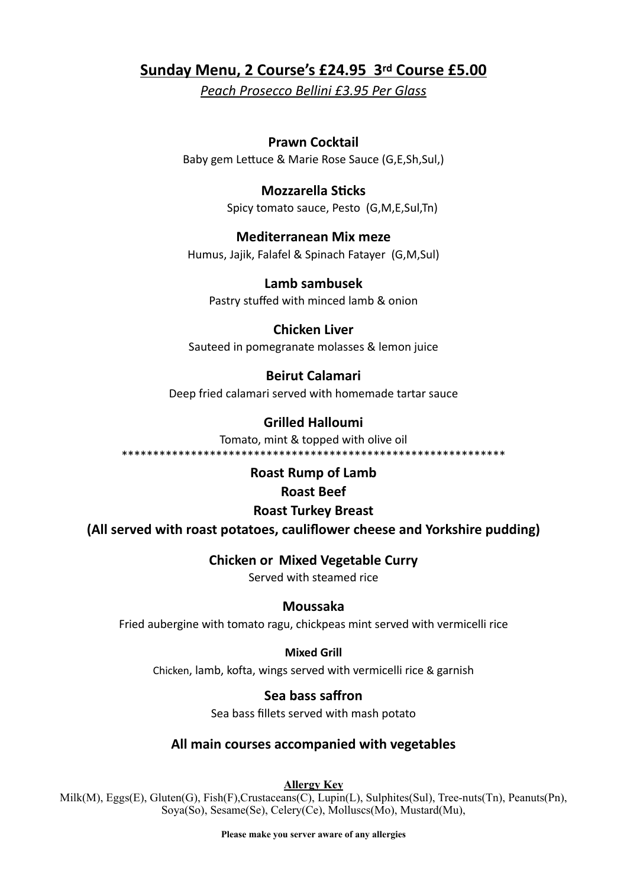## Sunday Menu, 2 Course's £24.95  3rd Course £5.00

*Peach Prosecco Bellini £3.95 Per Glass*

**Prawn Cocktail**
Baby gem Lettuce & Marie Rose Sauce (G,E,Sh,Sul,)

**Mozzarella Sticks**
Spicy tomato sauce, Pesto  (G,M,E,Sul,Tn)

**Mediterranean Mix meze**
Humus, Jajik, Falafel & Spinach Fatayer  (G,M,Sul)

**Lamb sambusek**
Pastry stuffed with minced lamb & onion

**Chicken Liver**
Sauteed in pomegranate molasses & lemon juice

**Beirut Calamari**
Deep fried calamari served with homemade tartar sauce

**Grilled Halloumi**
Tomato, mint & topped with olive oil

*************************************************************

**Roast Rump of Lamb**

**Roast Beef**

**Roast Turkey Breast**

**(All served with roast potatoes, cauliflower cheese and Yorkshire pudding)**

**Chicken or  Mixed Vegetable Curry**
Served with steamed rice

**Moussaka**
Fried aubergine with tomato ragu, chickpeas mint served with vermicelli rice

**Mixed Grill**
Chicken, lamb, kofta, wings served with vermicelli rice & garnish

**Sea bass saffron**
Sea bass fillets served with mash potato

**All main courses accompanied with vegetables**

**Allergy Key**
Milk(M), Eggs(E), Gluten(G), Fish(F),Crustaceans(C), Lupin(L), Sulphites(Sul), Tree-nuts(Tn), Peanuts(Pn), Soya(So), Sesame(Se), Celery(Ce), Molluscs(Mo), Mustard(Mu),

**Please make you server aware of any allergies**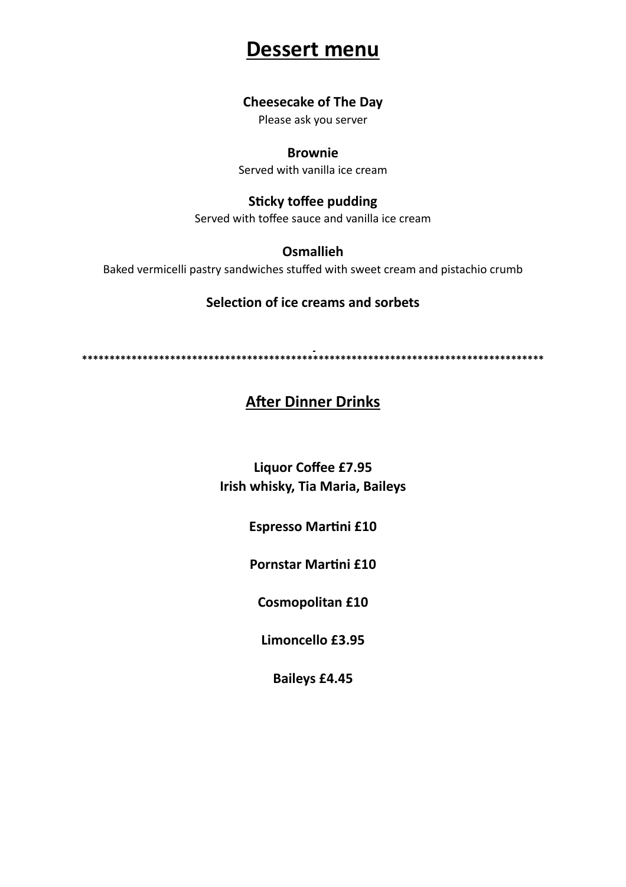# Dessert menu

**Cheesecake of The Day**
Please ask you server

**Brownie**
Served with vanilla ice cream

**Sticky toffee pudding**
Served with toffee sauce and vanilla ice cream

**Osmallieh**
Baked vermicelli pastry sandwiches stuffed with sweet cream and pistachio crumb

**Selection of ice creams and sorbets**

**************************************************************************************

## After Dinner Drinks

**Liquor Coffee £7.95**
**Irish whisky, Tia Maria, Baileys**

**Espresso Martini £10**

**Pornstar Martini £10**

**Cosmopolitan £10**

**Limoncello £3.95**

**Baileys £4.45**